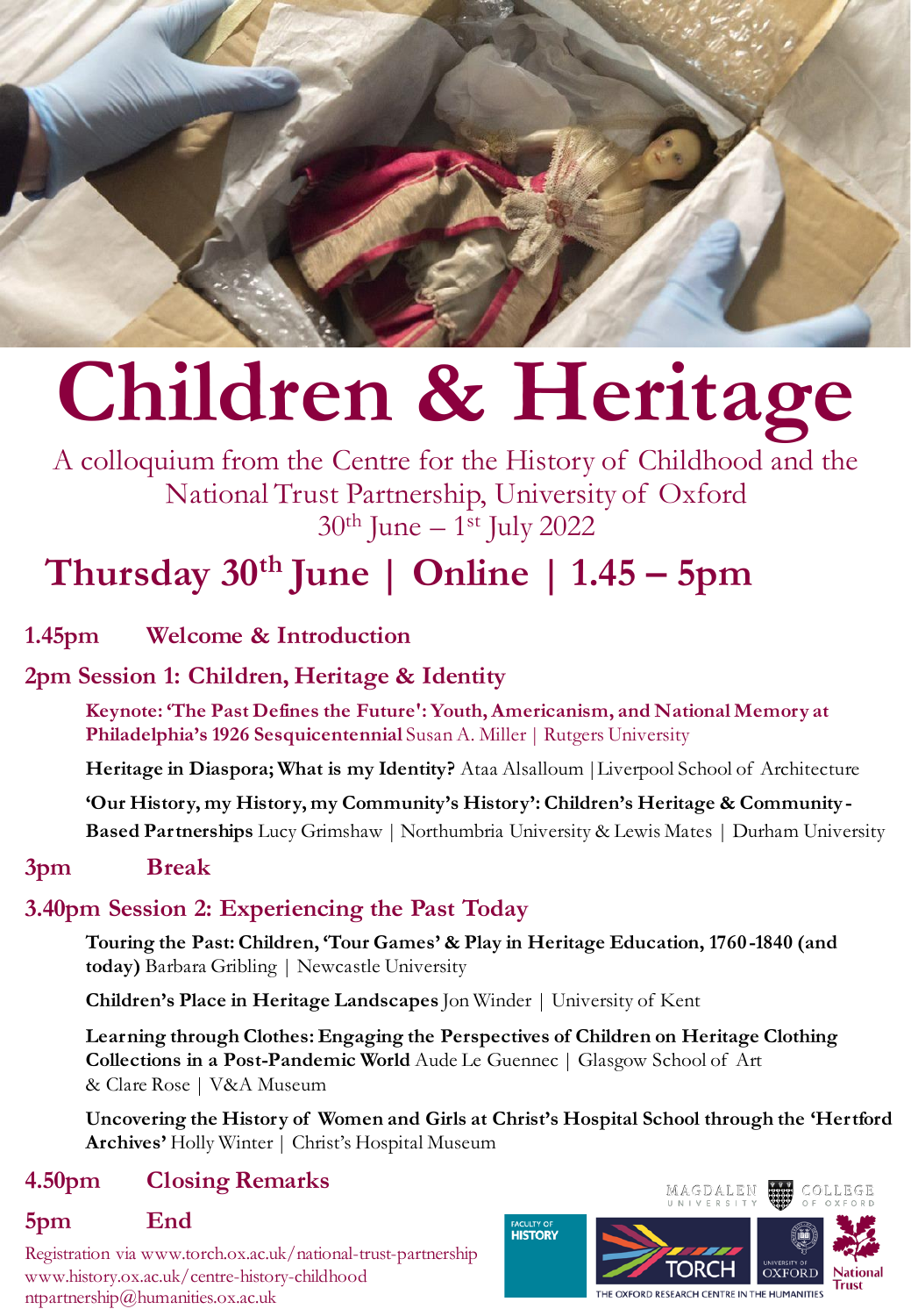# Children & Heritage

A colloquium from the Centre for the History of Childhood and the National Trust Partnership, University of Oxford

30th June – 1st July 2022

## Thursday 30th June | Online | 1.45 – 5pm

**1.45pm Welcome & Introduction**

**2pm Session 1: Children, Heritage & Identity**

**Keynote: 'The Past Defines the Future': Youth, Americanism, and National Memory at Philadelphia's 1926 Sesquicentennial** Susan A. Miller | Rutgers University

**Heritage in Diaspora; What is my Identity?** Ataa Alsalloum | Liverpool School of Architecture

**'Our History, my History, my Community's History': Children's Heritage & Community-Based Partnerships** Lucy Grimshaw | Northumbria University & Lewis Mates | Durham University

**3pm Break**

**3.40pm Session 2: Experiencing the Past Today**

**Touring the Past: Children, 'Tour Games' & Play in Heritage Education, 1760-1840 (and today)** Barbara Gribling | Newcastle University

**Children's Place in Heritage Landscapes** Jon Winder | University of Kent

**Learning through Clothes: Engaging the Perspectives of Children on Heritage Clothing Collections in a Post-Pandemic World** Aude Le Guennec | Glasgow School of Art & Clare Rose | V&A Museum

**Uncovering the History of Women and Girls at Christ's Hospital School through the 'Hertford Archives'** Holly Winter | Christ's Hospital Museum

**4.50pm Closing Remarks**

**5pm End**

Registration via www.torch.ox.ac.uk/national-trust-partnership
www.history.ox.ac.uk/centre-history-childhood
ntpartnership@humanities.ox.ac.uk

Magdalen College of Oxford | Faculty of History | TORCH The Oxford Research Centre in the Humanities | University of Oxford | National Trust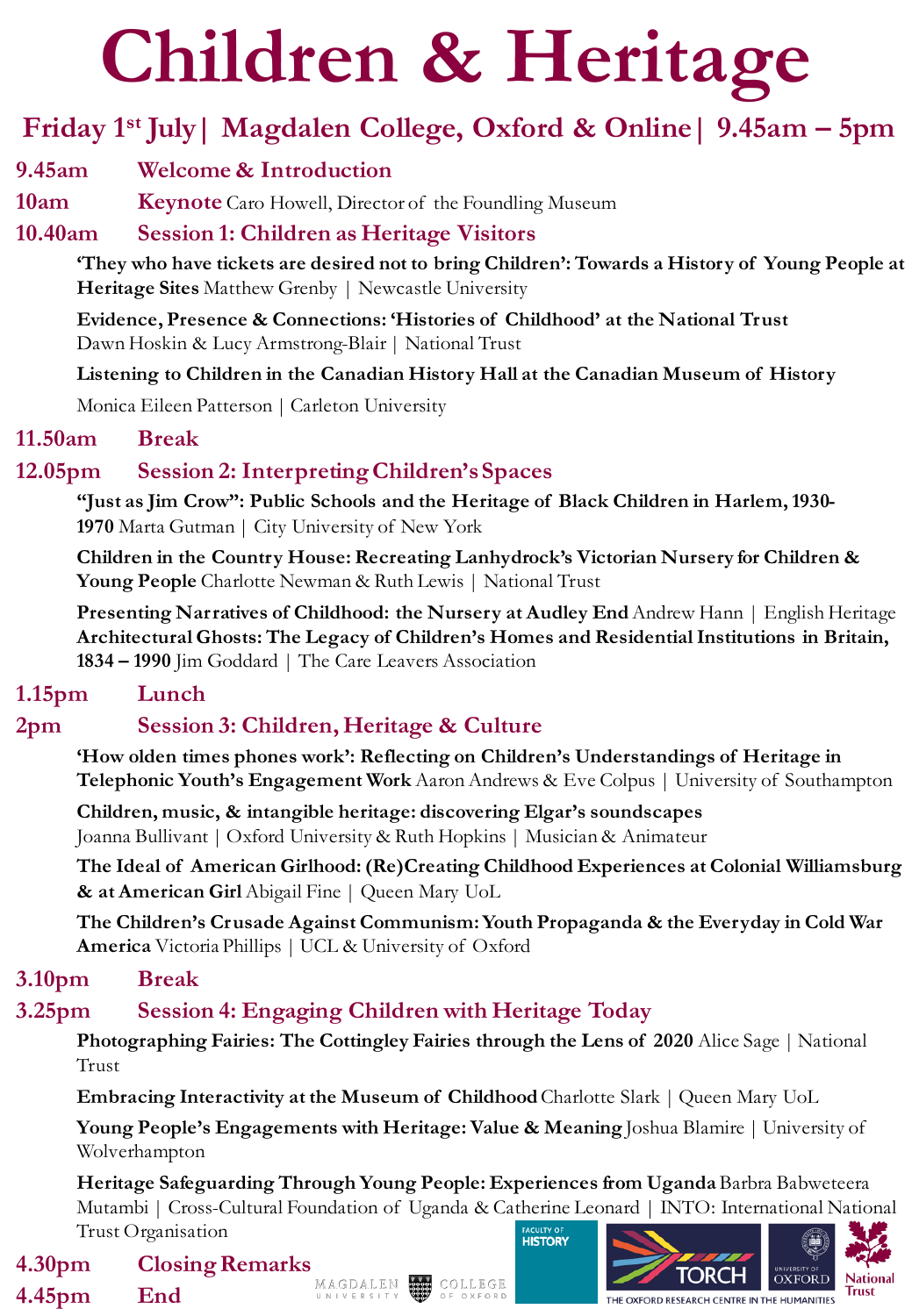# Children & Heritage

## Friday 1st July | Magdalen College, Oxford & Online | 9.45am – 5pm

**9.45am** **Welcome & Introduction**

**10am** **Keynote** Caro Howell, Director of the Foundling Museum

**10.40am** **Session 1: Children as Heritage Visitors**

**'They who have tickets are desired not to bring Children': Towards a History of Young People at Heritage Sites** Matthew Grenby | Newcastle University

**Evidence, Presence & Connections: 'Histories of Childhood' at the National Trust**
Dawn Hoskin & Lucy Armstrong-Blair | National Trust

**Listening to Children in the Canadian History Hall at the Canadian Museum of History**
Monica Eileen Patterson | Carleton University

**11.50am** **Break**

**12.05pm** **Session 2: Interpreting Children's Spaces**

**"Just as Jim Crow": Public Schools and the Heritage of Black Children in Harlem, 1930-1970** Marta Gutman | City University of New York

**Children in the Country House: Recreating Lanhydrock's Victorian Nursery for Children & Young People** Charlotte Newman & Ruth Lewis | National Trust

**Presenting Narratives of Childhood: the Nursery at Audley End** Andrew Hann | English Heritage

**Architectural Ghosts: The Legacy of Children's Homes and Residential Institutions in Britain, 1834 – 1990** Jim Goddard | The Care Leavers Association

**1.15pm** **Lunch**

**2pm** **Session 3: Children, Heritage & Culture**

**'How olden times phones work': Reflecting on Children's Understandings of Heritage in Telephonic Youth's Engagement Work** Aaron Andrews & Eve Colpus | University of Southampton

**Children, music, & intangible heritage: discovering Elgar's soundscapes**
Joanna Bullivant | Oxford University & Ruth Hopkins | Musician & Animateur

**The Ideal of American Girlhood: (Re)Creating Childhood Experiences at Colonial Williamsburg & at American Girl** Abigail Fine | Queen Mary UoL

**The Children's Crusade Against Communism: Youth Propaganda & the Everyday in Cold War America** Victoria Phillips | UCL & University of Oxford

**3.10pm** **Break**

**3.25pm** **Session 4: Engaging Children with Heritage Today**

**Photographing Fairies: The Cottingley Fairies through the Lens of 2020** Alice Sage | National Trust

**Embracing Interactivity at the Museum of Childhood** Charlotte Slark | Queen Mary UoL

**Young People's Engagements with Heritage: Value & Meaning** Joshua Blamire | University of Wolverhampton

**Heritage Safeguarding Through Young People: Experiences from Uganda** Barbra Babweteera Mutambi | Cross-Cultural Foundation of Uganda & Catherine Leonard | INTO: International National Trust Organisation

**4.30pm** **Closing Remarks**

**4.45pm** **End**

Magdalen College, University of Oxford | Faculty of History | TORCH The Oxford Research Centre in the Humanities | University of Oxford | National Trust